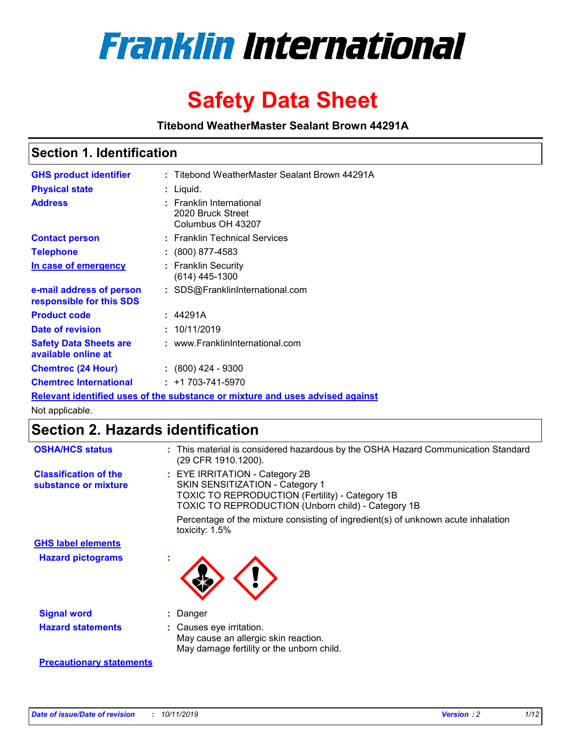# Franklin International

# Safety Data Sheet

**Titebond WeatherMaster Sealant Brown 44291A**

## Section 1. Identification

| | | |
|---|---|---|
| **GHS product identifier** | : | Titebond WeatherMaster Sealant Brown 44291A |
| **Physical state** | : | Liquid. |
| **Address** | : | Franklin International<br>2020 Bruck Street<br>Columbus OH 43207 |
| **Contact person** | : | Franklin Technical Services |
| **Telephone** | : | (800) 877-4583 |
| **In case of emergency** | : | Franklin Security<br>(614) 445-1300 |
| **e-mail address of person responsible for this SDS** | : | SDS@FranklinInternational.com |
| **Product code** | : | 44291A |
| **Date of revision** | : | 10/11/2019 |
| **Safety Data Sheets are available online at** | : | www.FranklinInternational.com |
| **Chemtrec (24 Hour)** | : | (800) 424 - 9300 |
| **Chemtrec International** | : | +1 703-741-5970 |

**Relevant identified uses of the substance or mixture and uses advised against**

Not applicable.

## Section 2. Hazards identification

| | | |
|---|---|---|
| **OSHA/HCS status** | : | This material is considered hazardous by the OSHA Hazard Communication Standard (29 CFR 1910.1200). |
| **Classification of the substance or mixture** | : | EYE IRRITATION - Category 2B<br>SKIN SENSITIZATION - Category 1<br>TOXIC TO REPRODUCTION (Fertility) - Category 1B<br>TOXIC TO REPRODUCTION (Unborn child) - Category 1B<br><br>Percentage of the mixture consisting of ingredient(s) of unknown acute inhalation toxicity: 1.5% |

**GHS label elements**

| | | |
|---|---|---|
| **Hazard pictograms** | : | |
| **Signal word** | : | Danger |
| **Hazard statements** | : | Causes eye irritation.<br>May cause an allergic skin reaction.<br>May damage fertility or the unborn child. |

**Precautionary statements**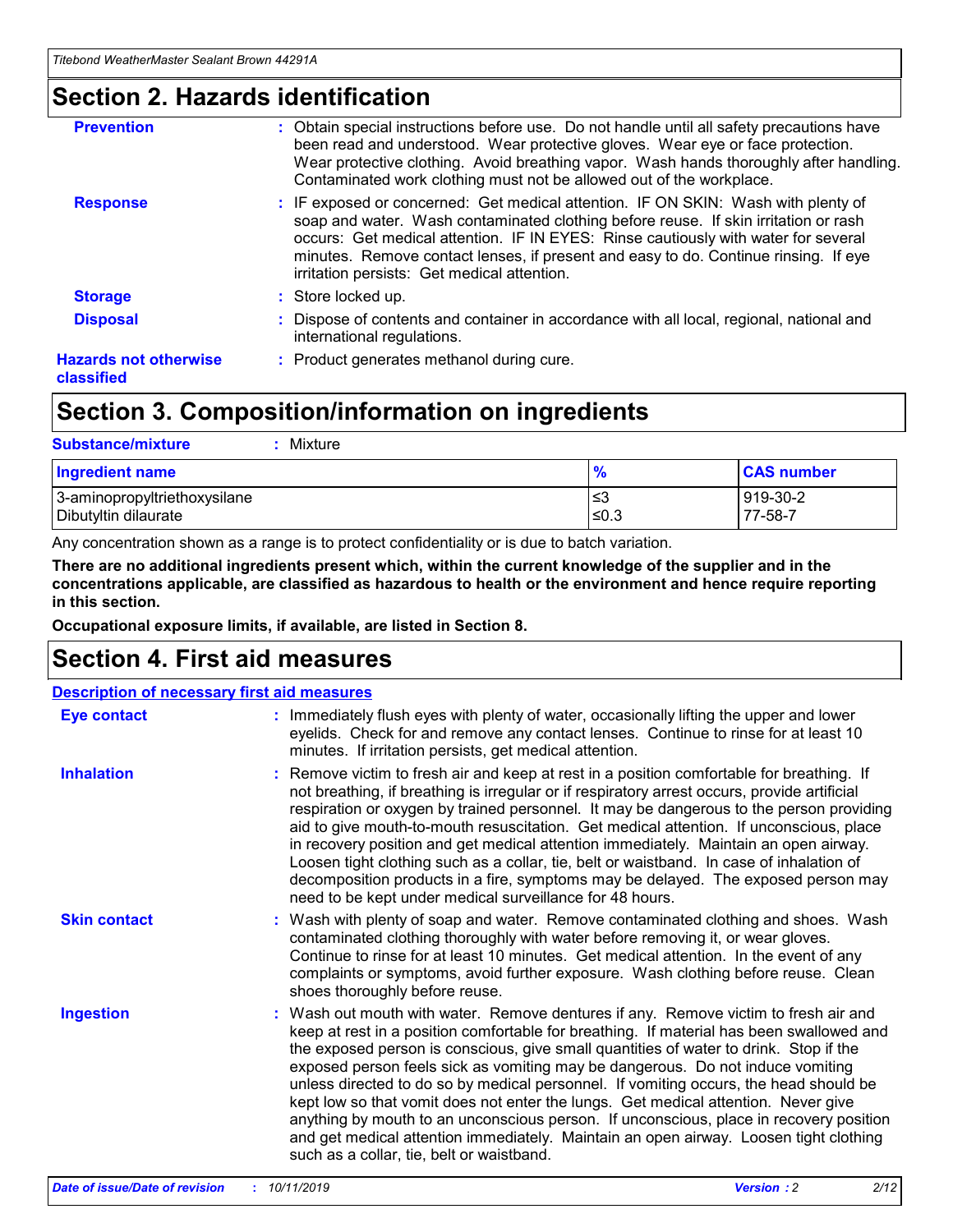## Section 2. Hazards identification

| | |
|---|---|
| **Prevention** | : Obtain special instructions before use. Do not handle until all safety precautions have been read and understood. Wear protective gloves. Wear eye or face protection. Wear protective clothing. Avoid breathing vapor. Wash hands thoroughly after handling. Contaminated work clothing must not be allowed out of the workplace. |
| **Response** | : IF exposed or concerned: Get medical attention. IF ON SKIN: Wash with plenty of soap and water. Wash contaminated clothing before reuse. If skin irritation or rash occurs: Get medical attention. IF IN EYES: Rinse cautiously with water for several minutes. Remove contact lenses, if present and easy to do. Continue rinsing. If eye irritation persists: Get medical attention. |
| **Storage** | : Store locked up. |
| **Disposal** | : Dispose of contents and container in accordance with all local, regional, national and international regulations. |
| **Hazards not otherwise classified** | : Product generates methanol during cure. |

## Section 3. Composition/information on ingredients

**Substance/mixture** : Mixture

| Ingredient name | % | CAS number |
|---|---|---|
| 3-aminopropyltriethoxysilane | ≤3 | 919-30-2 |
| Dibutyltin dilaurate | ≤0.3 | 77-58-7 |

Any concentration shown as a range is to protect confidentiality or is due to batch variation.

**There are no additional ingredients present which, within the current knowledge of the supplier and in the concentrations applicable, are classified as hazardous to health or the environment and hence require reporting in this section.**

**Occupational exposure limits, if available, are listed in Section 8.**

## Section 4. First aid measures

**Description of necessary first aid measures**

| | |
|---|---|
| **Eye contact** | : Immediately flush eyes with plenty of water, occasionally lifting the upper and lower eyelids. Check for and remove any contact lenses. Continue to rinse for at least 10 minutes. If irritation persists, get medical attention. |
| **Inhalation** | : Remove victim to fresh air and keep at rest in a position comfortable for breathing. If not breathing, if breathing is irregular or if respiratory arrest occurs, provide artificial respiration or oxygen by trained personnel. It may be dangerous to the person providing aid to give mouth-to-mouth resuscitation. Get medical attention. If unconscious, place in recovery position and get medical attention immediately. Maintain an open airway. Loosen tight clothing such as a collar, tie, belt or waistband. In case of inhalation of decomposition products in a fire, symptoms may be delayed. The exposed person may need to be kept under medical surveillance for 48 hours. |
| **Skin contact** | : Wash with plenty of soap and water. Remove contaminated clothing and shoes. Wash contaminated clothing thoroughly with water before removing it, or wear gloves. Continue to rinse for at least 10 minutes. Get medical attention. In the event of any complaints or symptoms, avoid further exposure. Wash clothing before reuse. Clean shoes thoroughly before reuse. |
| **Ingestion** | : Wash out mouth with water. Remove dentures if any. Remove victim to fresh air and keep at rest in a position comfortable for breathing. If material has been swallowed and the exposed person is conscious, give small quantities of water to drink. Stop if the exposed person feels sick as vomiting may be dangerous. Do not induce vomiting unless directed to do so by medical personnel. If vomiting occurs, the head should be kept low so that vomit does not enter the lungs. Get medical attention. Never give anything by mouth to an unconscious person. If unconscious, place in recovery position and get medical attention immediately. Maintain an open airway. Loosen tight clothing such as a collar, tie, belt or waistband. |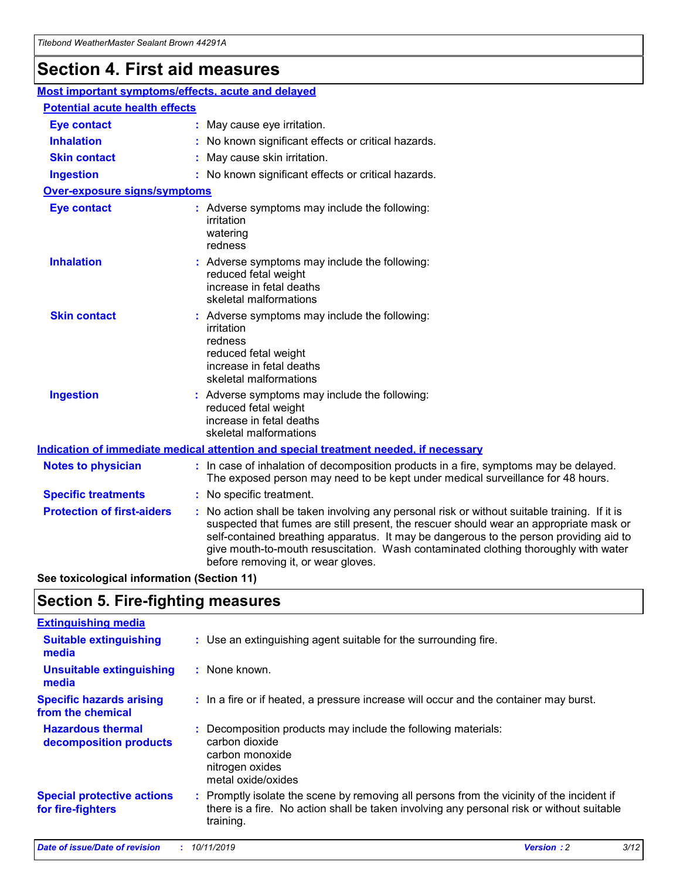# Section 4. First aid measures

## Most important symptoms/effects, acute and delayed

### Potential acute health effects

**Eye contact** : May cause eye irritation.

**Inhalation** : No known significant effects or critical hazards.

**Skin contact** : May cause skin irritation.

**Ingestion** : No known significant effects or critical hazards.

### Over-exposure signs/symptoms

**Eye contact** : Adverse symptoms may include the following:
irritation
watering
redness

**Inhalation** : Adverse symptoms may include the following:
reduced fetal weight
increase in fetal deaths
skeletal malformations

**Skin contact** : Adverse symptoms may include the following:
irritation
redness
reduced fetal weight
increase in fetal deaths
skeletal malformations

**Ingestion** : Adverse symptoms may include the following:
reduced fetal weight
increase in fetal deaths
skeletal malformations

## Indication of immediate medical attention and special treatment needed, if necessary

**Notes to physician** : In case of inhalation of decomposition products in a fire, symptoms may be delayed. The exposed person may need to be kept under medical surveillance for 48 hours.

**Specific treatments** : No specific treatment.

**Protection of first-aiders** : No action shall be taken involving any personal risk or without suitable training. If it is suspected that fumes are still present, the rescuer should wear an appropriate mask or self-contained breathing apparatus. It may be dangerous to the person providing aid to give mouth-to-mouth resuscitation. Wash contaminated clothing thoroughly with water before removing it, or wear gloves.

**See toxicological information (Section 11)**

# Section 5. Fire-fighting measures

## Extinguishing media

**Suitable extinguishing media** : Use an extinguishing agent suitable for the surrounding fire.

**Unsuitable extinguishing media** : None known.

**Specific hazards arising from the chemical** : In a fire or if heated, a pressure increase will occur and the container may burst.

**Hazardous thermal decomposition products** : Decomposition products may include the following materials:
carbon dioxide
carbon monoxide
nitrogen oxides
metal oxide/oxides

**Special protective actions for fire-fighters** : Promptly isolate the scene by removing all persons from the vicinity of the incident if there is a fire. No action shall be taken involving any personal risk or without suitable training.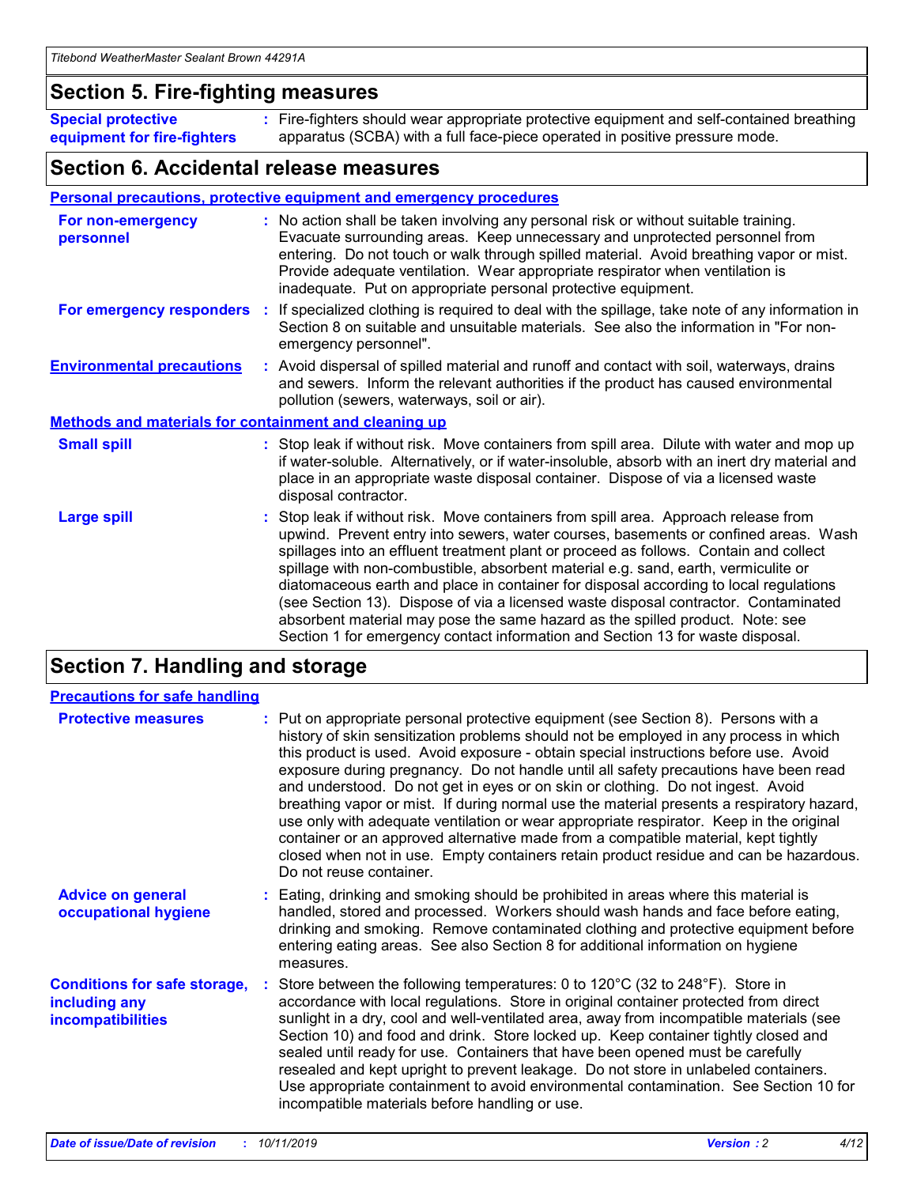## Section 5. Fire-fighting measures

**Special protective equipment for fire-fighters** : Fire-fighters should wear appropriate protective equipment and self-contained breathing apparatus (SCBA) with a full face-piece operated in positive pressure mode.

## Section 6. Accidental release measures

### Personal precautions, protective equipment and emergency procedures

**For non-emergency personnel** : No action shall be taken involving any personal risk or without suitable training. Evacuate surrounding areas. Keep unnecessary and unprotected personnel from entering. Do not touch or walk through spilled material. Avoid breathing vapor or mist. Provide adequate ventilation. Wear appropriate respirator when ventilation is inadequate. Put on appropriate personal protective equipment.

**For emergency responders** : If specialized clothing is required to deal with the spillage, take note of any information in Section 8 on suitable and unsuitable materials. See also the information in "For non-emergency personnel".

**Environmental precautions** : Avoid dispersal of spilled material and runoff and contact with soil, waterways, drains and sewers. Inform the relevant authorities if the product has caused environmental pollution (sewers, waterways, soil or air).

### Methods and materials for containment and cleaning up

**Small spill** : Stop leak if without risk. Move containers from spill area. Dilute with water and mop up if water-soluble. Alternatively, or if water-insoluble, absorb with an inert dry material and place in an appropriate waste disposal container. Dispose of via a licensed waste disposal contractor.

**Large spill** : Stop leak if without risk. Move containers from spill area. Approach release from upwind. Prevent entry into sewers, water courses, basements or confined areas. Wash spillages into an effluent treatment plant or proceed as follows. Contain and collect spillage with non-combustible, absorbent material e.g. sand, earth, vermiculite or diatomaceous earth and place in container for disposal according to local regulations (see Section 13). Dispose of via a licensed waste disposal contractor. Contaminated absorbent material may pose the same hazard as the spilled product. Note: see Section 1 for emergency contact information and Section 13 for waste disposal.

## Section 7. Handling and storage

### Precautions for safe handling

**Protective measures** : Put on appropriate personal protective equipment (see Section 8). Persons with a history of skin sensitization problems should not be employed in any process in which this product is used. Avoid exposure - obtain special instructions before use. Avoid exposure during pregnancy. Do not handle until all safety precautions have been read and understood. Do not get in eyes or on skin or clothing. Do not ingest. Avoid breathing vapor or mist. If during normal use the material presents a respiratory hazard, use only with adequate ventilation or wear appropriate respirator. Keep in the original container or an approved alternative made from a compatible material, kept tightly closed when not in use. Empty containers retain product residue and can be hazardous. Do not reuse container.

**Advice on general occupational hygiene** : Eating, drinking and smoking should be prohibited in areas where this material is handled, stored and processed. Workers should wash hands and face before eating, drinking and smoking. Remove contaminated clothing and protective equipment before entering eating areas. See also Section 8 for additional information on hygiene measures.

**Conditions for safe storage, including any incompatibilities** : Store between the following temperatures: 0 to 120°C (32 to 248°F). Store in accordance with local regulations. Store in original container protected from direct sunlight in a dry, cool and well-ventilated area, away from incompatible materials (see Section 10) and food and drink. Store locked up. Keep container tightly closed and sealed until ready for use. Containers that have been opened must be carefully resealed and kept upright to prevent leakage. Do not store in unlabeled containers. Use appropriate containment to avoid environmental contamination. See Section 10 for incompatible materials before handling or use.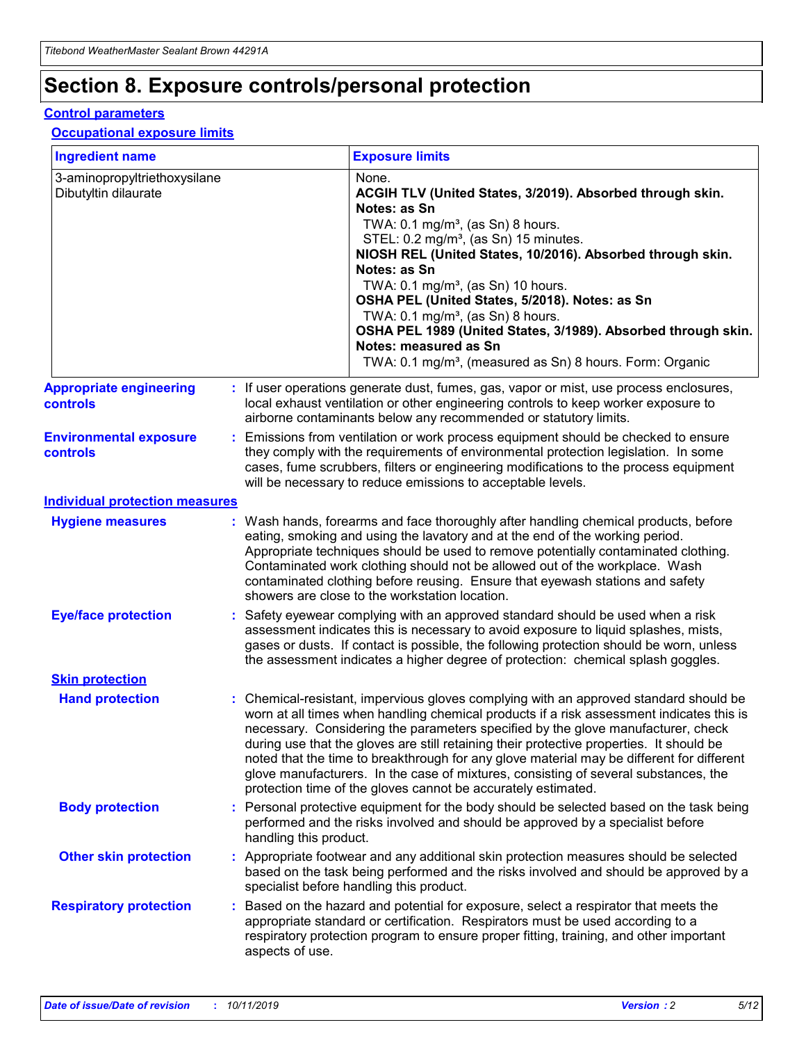# Section 8. Exposure controls/personal protection

## Control parameters

### Occupational exposure limits

| Ingredient name | Exposure limits |
|---|---|
| 3-aminopropyltriethoxysilane<br>Dibutyltin dilaurate | None.<br>**ACGIH TLV (United States, 3/2019). Absorbed through skin. Notes: as Sn**<br>TWA: 0.1 mg/m³, (as Sn) 8 hours.<br>STEL: 0.2 mg/m³, (as Sn) 15 minutes.<br>**NIOSH REL (United States, 10/2016). Absorbed through skin. Notes: as Sn**<br>TWA: 0.1 mg/m³, (as Sn) 10 hours.<br>**OSHA PEL (United States, 5/2018). Notes: as Sn**<br>TWA: 0.1 mg/m³, (as Sn) 8 hours.<br>**OSHA PEL 1989 (United States, 3/1989). Absorbed through skin. Notes: measured as Sn**<br>TWA: 0.1 mg/m³, (measured as Sn) 8 hours. Form: Organic |

**Appropriate engineering controls** : If user operations generate dust, fumes, gas, vapor or mist, use process enclosures, local exhaust ventilation or other engineering controls to keep worker exposure to airborne contaminants below any recommended or statutory limits.

**Environmental exposure controls** : Emissions from ventilation or work process equipment should be checked to ensure they comply with the requirements of environmental protection legislation. In some cases, fume scrubbers, filters or engineering modifications to the process equipment will be necessary to reduce emissions to acceptable levels.

## Individual protection measures

**Hygiene measures** : Wash hands, forearms and face thoroughly after handling chemical products, before eating, smoking and using the lavatory and at the end of the working period. Appropriate techniques should be used to remove potentially contaminated clothing. Contaminated work clothing should not be allowed out of the workplace. Wash contaminated clothing before reusing. Ensure that eyewash stations and safety showers are close to the workstation location.

**Eye/face protection** : Safety eyewear complying with an approved standard should be used when a risk assessment indicates this is necessary to avoid exposure to liquid splashes, mists, gases or dusts. If contact is possible, the following protection should be worn, unless the assessment indicates a higher degree of protection: chemical splash goggles.

### Skin protection

**Hand protection** : Chemical-resistant, impervious gloves complying with an approved standard should be worn at all times when handling chemical products if a risk assessment indicates this is necessary. Considering the parameters specified by the glove manufacturer, check during use that the gloves are still retaining their protective properties. It should be noted that the time to breakthrough for any glove material may be different for different glove manufacturers. In the case of mixtures, consisting of several substances, the protection time of the gloves cannot be accurately estimated.

**Body protection** : Personal protective equipment for the body should be selected based on the task being performed and the risks involved and should be approved by a specialist before handling this product.

**Other skin protection** : Appropriate footwear and any additional skin protection measures should be selected based on the task being performed and the risks involved and should be approved by a specialist before handling this product.

**Respiratory protection** : Based on the hazard and potential for exposure, select a respirator that meets the appropriate standard or certification. Respirators must be used according to a respiratory protection program to ensure proper fitting, training, and other important aspects of use.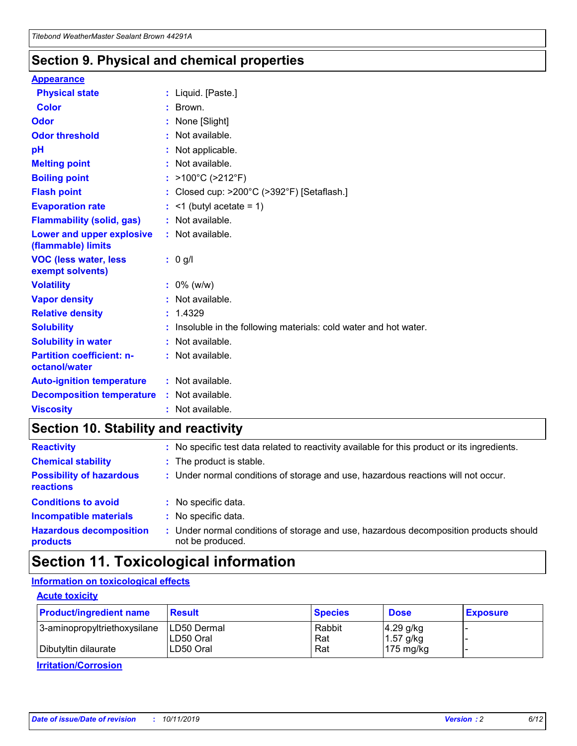## Section 9. Physical and chemical properties

**Appearance**

| | |
|---|---|
| **Physical state** | : Liquid. [Paste.] |
| **Color** | : Brown. |
| **Odor** | : None [Slight] |
| **Odor threshold** | : Not available. |
| **pH** | : Not applicable. |
| **Melting point** | : Not available. |
| **Boiling point** | : >100°C (>212°F) |
| **Flash point** | : Closed cup: >200°C (>392°F) [Setaflash.] |
| **Evaporation rate** | : <1 (butyl acetate = 1) |
| **Flammability (solid, gas)** | : Not available. |
| **Lower and upper explosive (flammable) limits** | : Not available. |
| **VOC (less water, less exempt solvents)** | : 0 g/l |
| **Volatility** | : 0% (w/w) |
| **Vapor density** | : Not available. |
| **Relative density** | : 1.4329 |
| **Solubility** | : Insoluble in the following materials: cold water and hot water. |
| **Solubility in water** | : Not available. |
| **Partition coefficient: n-octanol/water** | : Not available. |
| **Auto-ignition temperature** | : Not available. |
| **Decomposition temperature** | : Not available. |
| **Viscosity** | : Not available. |

## Section 10. Stability and reactivity

| | |
|---|---|
| **Reactivity** | : No specific test data related to reactivity available for this product or its ingredients. |
| **Chemical stability** | : The product is stable. |
| **Possibility of hazardous reactions** | : Under normal conditions of storage and use, hazardous reactions will not occur. |
| **Conditions to avoid** | : No specific data. |
| **Incompatible materials** | : No specific data. |
| **Hazardous decomposition products** | : Under normal conditions of storage and use, hazardous decomposition products should not be produced. |

## Section 11. Toxicological information

**Information on toxicological effects**

**Acute toxicity**

| Product/ingredient name | Result | Species | Dose | Exposure |
|---|---|---|---|---|
| 3-aminopropyltriethoxysilane | LD50 Dermal | Rabbit | 4.29 g/kg | - |
| | LD50 Oral | Rat | 1.57 g/kg | - |
| Dibutyltin dilaurate | LD50 Oral | Rat | 175 mg/kg | - |

**Irritation/Corrosion**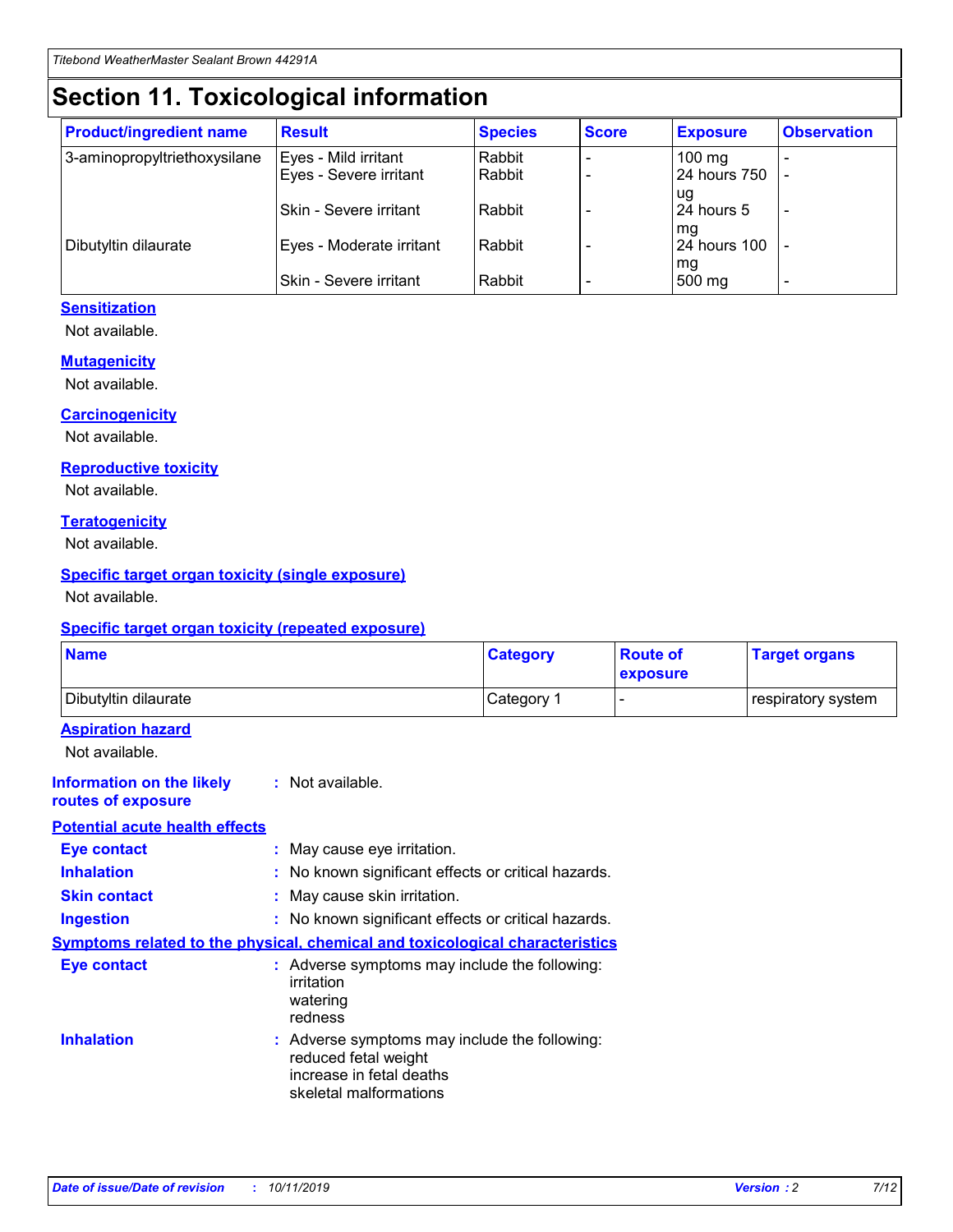# Section 11. Toxicological information

| Product/ingredient name | Result | Species | Score | Exposure | Observation |
|---|---|---|---|---|---|
| 3-aminopropyltriethoxysilane | Eyes - Mild irritant | Rabbit | - | 100 mg | - |
| | Eyes - Severe irritant | Rabbit | - | 24 hours 750 ug | - |
| | Skin - Severe irritant | Rabbit | - | 24 hours 5 mg | - |
| Dibutyltin dilaurate | Eyes - Moderate irritant | Rabbit | - | 24 hours 100 mg | - |
| | Skin - Severe irritant | Rabbit | - | 500 mg | - |

**Sensitization**

Not available.

**Mutagenicity**

Not available.

**Carcinogenicity**

Not available.

**Reproductive toxicity**

Not available.

**Teratogenicity**

Not available.

**Specific target organ toxicity (single exposure)**

Not available.

**Specific target organ toxicity (repeated exposure)**

| Name | Category | Route of exposure | Target organs |
|---|---|---|---|
| Dibutyltin dilaurate | Category 1 | - | respiratory system |

**Aspiration hazard**

Not available.

**Information on the likely routes of exposure** : Not available.

**Potential acute health effects**

**Eye contact** : May cause eye irritation.

**Inhalation** : No known significant effects or critical hazards.

**Skin contact** : May cause skin irritation.

**Ingestion** : No known significant effects or critical hazards.

**Symptoms related to the physical, chemical and toxicological characteristics**

**Eye contact** : Adverse symptoms may include the following:
irritation
watering
redness

**Inhalation** : Adverse symptoms may include the following:
reduced fetal weight
increase in fetal deaths
skeletal malformations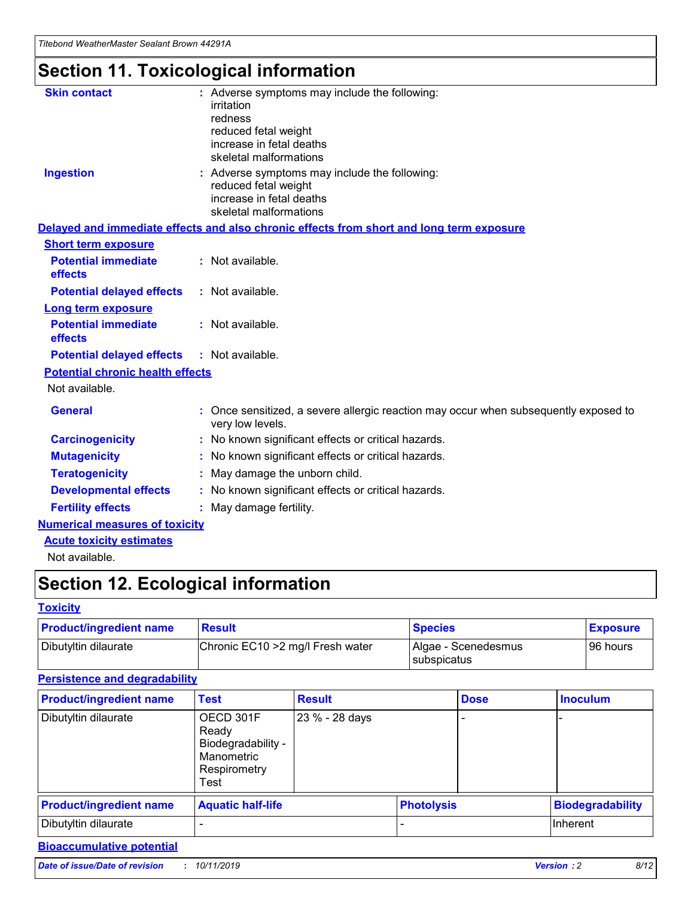# Section 11. Toxicological information

**Skin contact** : Adverse symptoms may include the following:
irritation
redness
reduced fetal weight
increase in fetal deaths
skeletal malformations

**Ingestion** : Adverse symptoms may include the following:
reduced fetal weight
increase in fetal deaths
skeletal malformations

**Delayed and immediate effects and also chronic effects from short and long term exposure**

**Short term exposure**

**Potential immediate effects** : Not available.

**Potential delayed effects** : Not available.

**Long term exposure**

**Potential immediate effects** : Not available.

**Potential delayed effects** : Not available.

**Potential chronic health effects**

Not available.

**General** : Once sensitized, a severe allergic reaction may occur when subsequently exposed to very low levels.

**Carcinogenicity** : No known significant effects or critical hazards.

**Mutagenicity** : No known significant effects or critical hazards.

**Teratogenicity** : May damage the unborn child.

**Developmental effects** : No known significant effects or critical hazards.

**Fertility effects** : May damage fertility.

**Numerical measures of toxicity**

**Acute toxicity estimates**

Not available.

# Section 12. Ecological information

**Toxicity**

| Product/ingredient name | Result | Species | Exposure |
|---|---|---|---|
| Dibutyltin dilaurate | Chronic EC10 >2 mg/l Fresh water | Algae - Scenedesmus subspicatus | 96 hours |

**Persistence and degradability**

| Product/ingredient name | Test | Result | Dose | Inoculum |
|---|---|---|---|---|
| Dibutyltin dilaurate | OECD 301F Ready Biodegradability - Manometric Respirometry Test | 23 % - 28 days | - | - |

| Product/ingredient name | Aquatic half-life | Photolysis | Biodegradability |
|---|---|---|---|
| Dibutyltin dilaurate | - | - | Inherent |

**Bioaccumulative potential**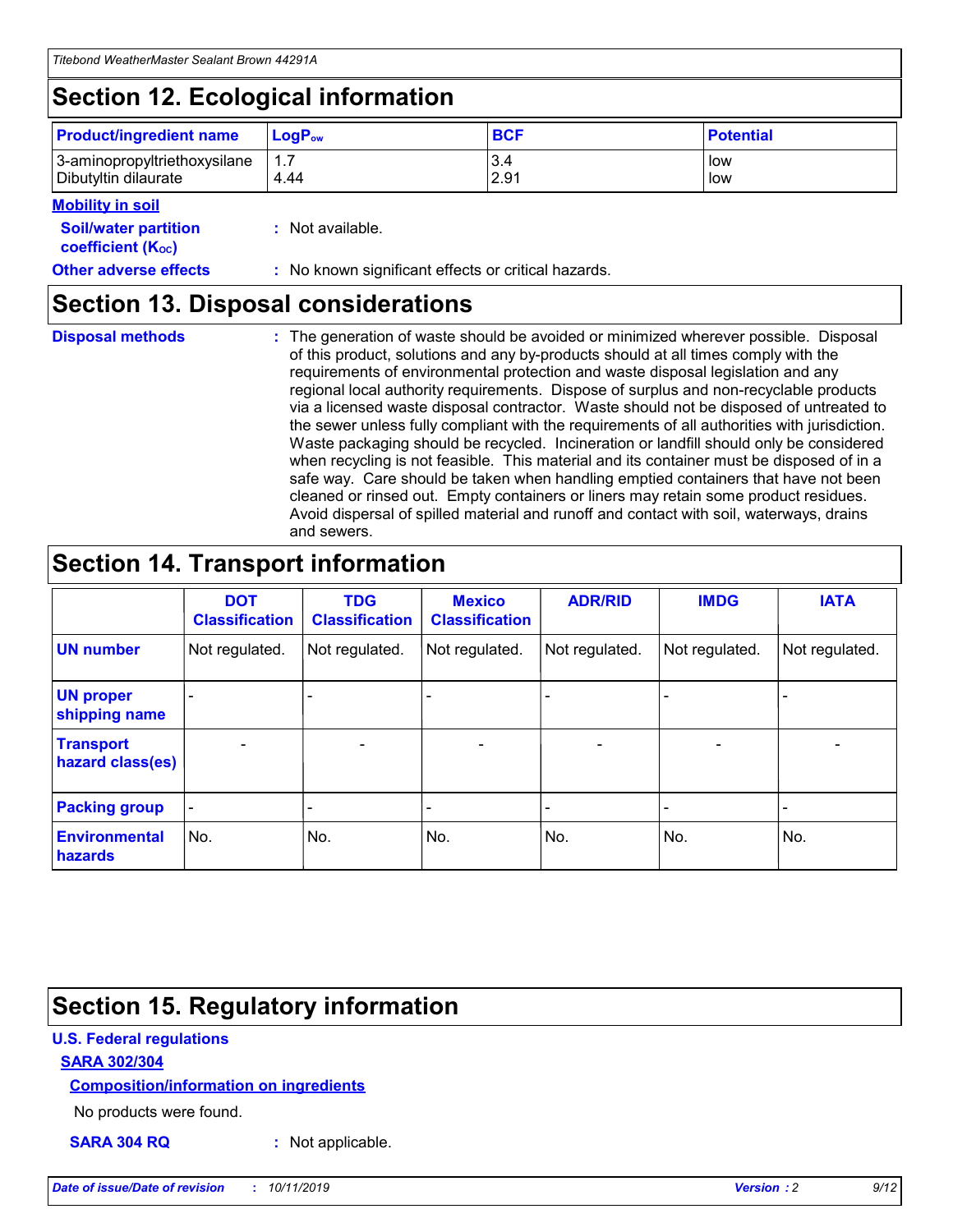## Section 12. Ecological information

| Product/ingredient name | $LogP_{ow}$ | BCF | Potential |
|---|---|---|---|
| 3-aminopropyltriethoxysilane | 1.7 | 3.4 | low |
| Dibutyltin dilaurate | 4.44 | 2.91 | low |

**Mobility in soil**

**Soil/water partition coefficient ($K_{OC}$)** : Not available.

**Other adverse effects** : No known significant effects or critical hazards.

## Section 13. Disposal considerations

**Disposal methods** : The generation of waste should be avoided or minimized wherever possible. Disposal of this product, solutions and any by-products should at all times comply with the requirements of environmental protection and waste disposal legislation and any regional local authority requirements. Dispose of surplus and non-recyclable products via a licensed waste disposal contractor. Waste should not be disposed of untreated to the sewer unless fully compliant with the requirements of all authorities with jurisdiction. Waste packaging should be recycled. Incineration or landfill should only be considered when recycling is not feasible. This material and its container must be disposed of in a safe way. Care should be taken when handling emptied containers that have not been cleaned or rinsed out. Empty containers or liners may retain some product residues. Avoid dispersal of spilled material and runoff and contact with soil, waterways, drains and sewers.

## Section 14. Transport information

| | DOT Classification | TDG Classification | Mexico Classification | ADR/RID | IMDG | IATA |
|---|---|---|---|---|---|---|
| UN number | Not regulated. | Not regulated. | Not regulated. | Not regulated. | Not regulated. | Not regulated. |
| UN proper shipping name | - | - | - | - | - | - |
| Transport hazard class(es) | - | - | - | - | - | - |
| Packing group | - | - | - | - | - | - |
| Environmental hazards | No. | No. | No. | No. | No. | No. |

## Section 15. Regulatory information

**U.S. Federal regulations**

**SARA 302/304**

**Composition/information on ingredients**

No products were found.

**SARA 304 RQ** : Not applicable.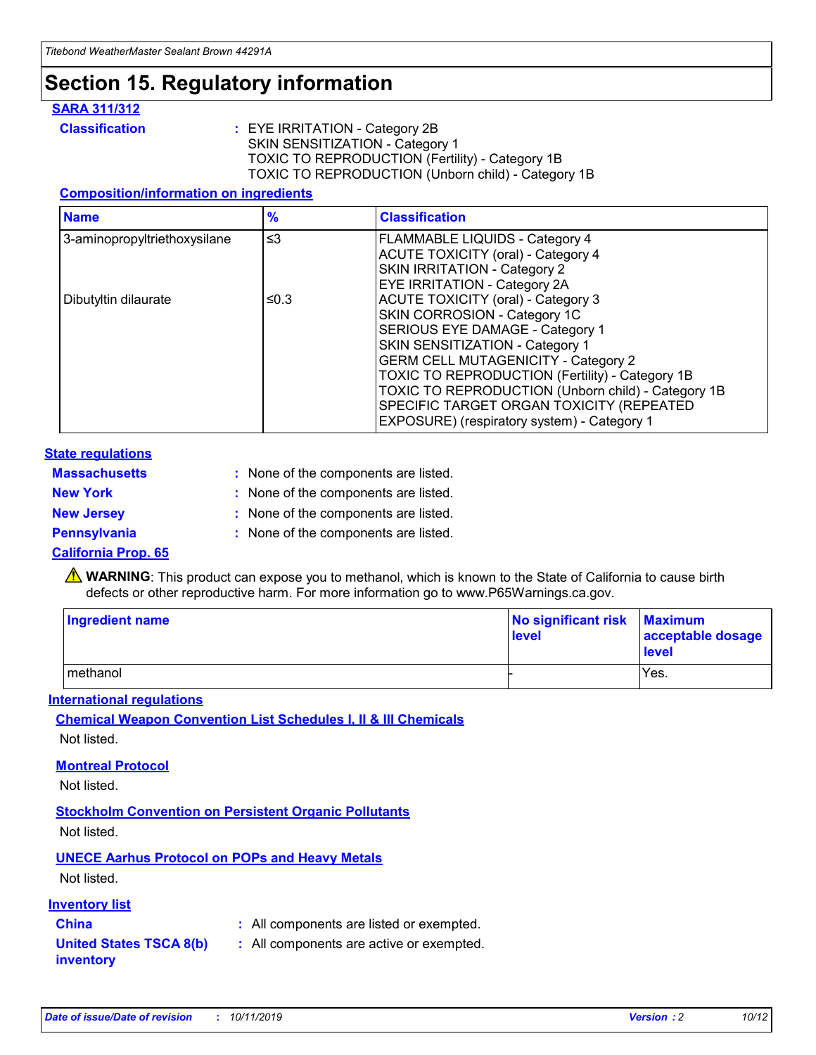# Section 15. Regulatory information

**SARA 311/312**

**Classification** : EYE IRRITATION - Category 2B
SKIN SENSITIZATION - Category 1
TOXIC TO REPRODUCTION (Fertility) - Category 1B
TOXIC TO REPRODUCTION (Unborn child) - Category 1B

**Composition/information on ingredients**

| Name | % | Classification |
|---|---|---|
| 3-aminopropyltriethoxysilane | ≤3 | FLAMMABLE LIQUIDS - Category 4<br>ACUTE TOXICITY (oral) - Category 4<br>SKIN IRRITATION - Category 2<br>EYE IRRITATION - Category 2A |
| Dibutyltin dilaurate | ≤0.3 | ACUTE TOXICITY (oral) - Category 3<br>SKIN CORROSION - Category 1C<br>SERIOUS EYE DAMAGE - Category 1<br>SKIN SENSITIZATION - Category 1<br>GERM CELL MUTAGENICITY - Category 2<br>TOXIC TO REPRODUCTION (Fertility) - Category 1B<br>TOXIC TO REPRODUCTION (Unborn child) - Category 1B<br>SPECIFIC TARGET ORGAN TOXICITY (REPEATED EXPOSURE) (respiratory system) - Category 1 |

**State regulations**

**Massachusetts** : None of the components are listed.

**New York** : None of the components are listed.

**New Jersey** : None of the components are listed.

**Pennsylvania** : None of the components are listed.

**California Prop. 65**

⚠ **WARNING**: This product can expose you to methanol, which is known to the State of California to cause birth defects or other reproductive harm. For more information go to www.P65Warnings.ca.gov.

| Ingredient name | No significant risk level | Maximum acceptable dosage level |
|---|---|---|
| methanol | - | Yes. |

**International regulations**

**Chemical Weapon Convention List Schedules I, II & III Chemicals**

Not listed.

**Montreal Protocol**

Not listed.

**Stockholm Convention on Persistent Organic Pollutants**

Not listed.

**UNECE Aarhus Protocol on POPs and Heavy Metals**

Not listed.

**Inventory list**

**China** : All components are listed or exempted.

**United States TSCA 8(b) inventory** : All components are active or exempted.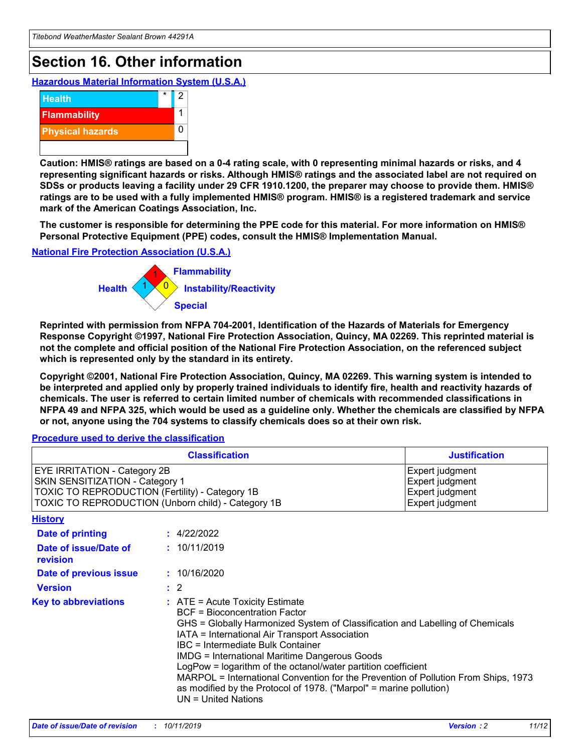# Section 16. Other information

**Hazardous Material Information System (U.S.A.)**

| | | |
|---|---|---|
| Health | * | 2 |
| Flammability | | 1 |
| Physical hazards | | 0 |

**Caution: HMIS® ratings are based on a 0-4 rating scale, with 0 representing minimal hazards or risks, and 4 representing significant hazards or risks. Although HMIS® ratings and the associated label are not required on SDSs or products leaving a facility under 29 CFR 1910.1200, the preparer may choose to provide them. HMIS® ratings are to be used with a fully implemented HMIS® program. HMIS® is a registered trademark and service mark of the American Coatings Association, Inc.**

**The customer is responsible for determining the PPE code for this material. For more information on HMIS® Personal Protective Equipment (PPE) codes, consult the HMIS® Implementation Manual.**

**National Fire Protection Association (U.S.A.)**

Health: 1
Flammability: 1
Instability/Reactivity: 0
Special:

**Reprinted with permission from NFPA 704-2001, Identification of the Hazards of Materials for Emergency Response Copyright ©1997, National Fire Protection Association, Quincy, MA 02269. This reprinted material is not the complete and official position of the National Fire Protection Association, on the referenced subject which is represented only by the standard in its entirety.**

**Copyright ©2001, National Fire Protection Association, Quincy, MA 02269. This warning system is intended to be interpreted and applied only by properly trained individuals to identify fire, health and reactivity hazards of chemicals. The user is referred to certain limited number of chemicals with recommended classifications in NFPA 49 and NFPA 325, which would be used as a guideline only. Whether the chemicals are classified by NFPA or not, anyone using the 704 systems to classify chemicals does so at their own risk.**

**Procedure used to derive the classification**

| Classification | Justification |
|---|---|
| EYE IRRITATION - Category 2B | Expert judgment |
| SKIN SENSITIZATION - Category 1 | Expert judgment |
| TOXIC TO REPRODUCTION (Fertility) - Category 1B | Expert judgment |
| TOXIC TO REPRODUCTION (Unborn child) - Category 1B | Expert judgment |

**History**

**Date of printing** : 4/22/2022

**Date of issue/Date of revision** : 10/11/2019

**Date of previous issue** : 10/16/2020

**Version** : 2

**Key to abbreviations** : ATE = Acute Toxicity Estimate
BCF = Bioconcentration Factor
GHS = Globally Harmonized System of Classification and Labelling of Chemicals
IATA = International Air Transport Association
IBC = Intermediate Bulk Container
IMDG = International Maritime Dangerous Goods
LogPow = logarithm of the octanol/water partition coefficient
MARPOL = International Convention for the Prevention of Pollution From Ships, 1973 as modified by the Protocol of 1978. ("Marpol" = marine pollution)
UN = United Nations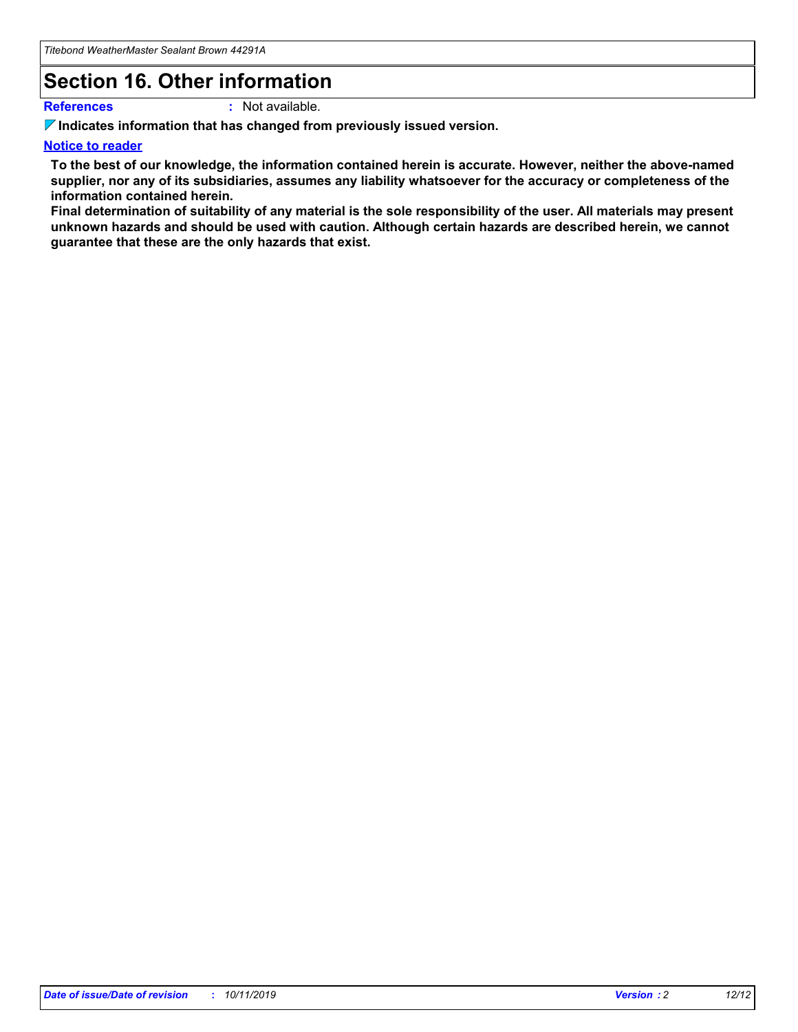# Section 16. Other information

**References** : Not available.

**Indicates information that has changed from previously issued version.**

**Notice to reader**

**To the best of our knowledge, the information contained herein is accurate. However, neither the above-named supplier, nor any of its subsidiaries, assumes any liability whatsoever for the accuracy or completeness of the information contained herein.**

**Final determination of suitability of any material is the sole responsibility of the user. All materials may present unknown hazards and should be used with caution. Although certain hazards are described herein, we cannot guarantee that these are the only hazards that exist.**